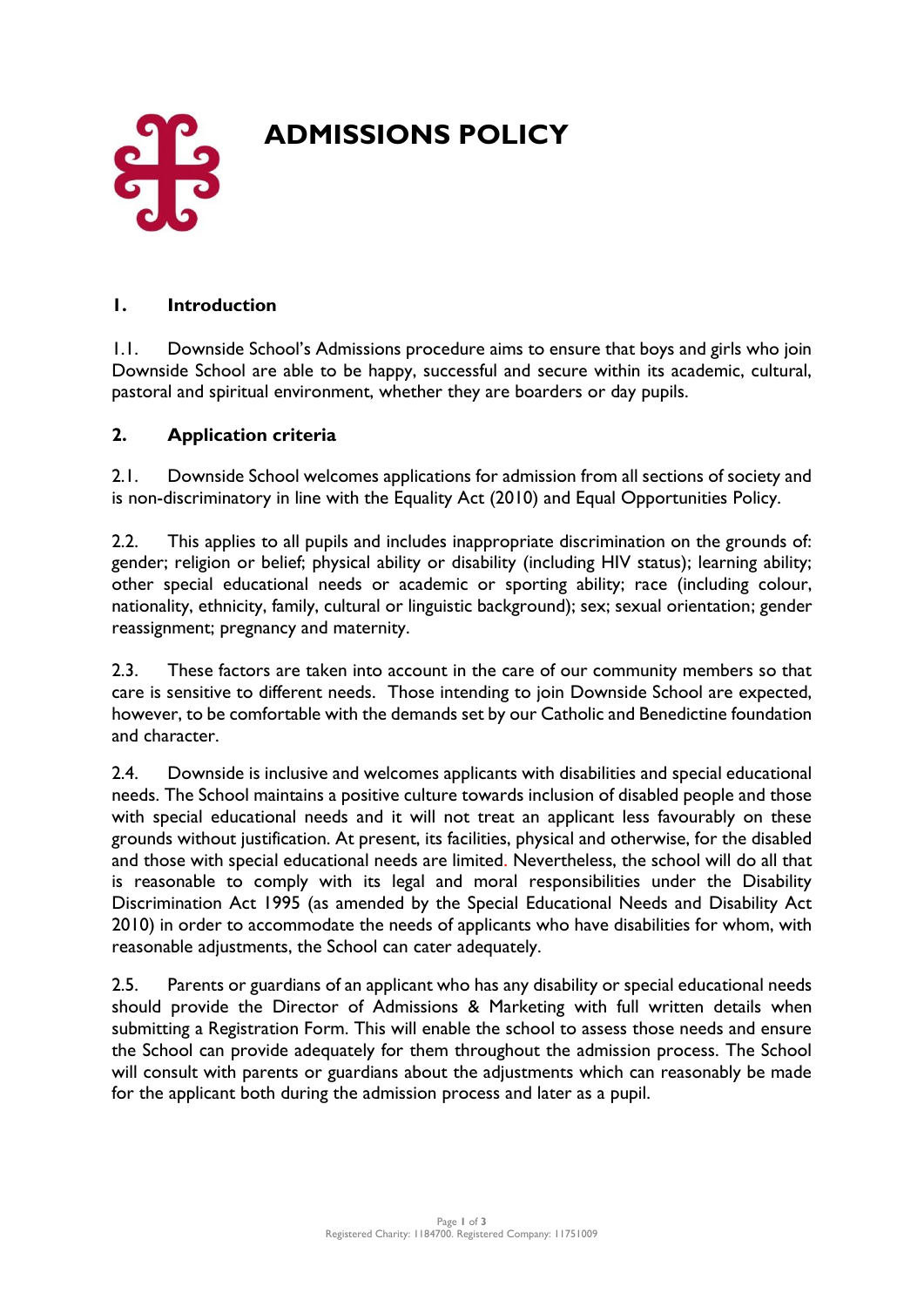# ADMISSIONS POLICY

## 1. Introduction

1.1. Downside School's Admissions procedure aims to ensure that boys and girls who join Downside School are able to be happy, successful and secure within its academic, cultural, pastoral and spiritual environment, whether they are boarders or day pupils.

## 2. Application criteria

2.1. Downside School welcomes applications for admission from all sections of society and is non-discriminatory in line with the Equality Act (2010) and Equal Opportunities Policy.

2.2. This applies to all pupils and includes inappropriate discrimination on the grounds of: gender; religion or belief; physical ability or disability (including HIV status); learning ability; other special educational needs or academic or sporting ability; race (including colour, nationality, ethnicity, family, cultural or linguistic background); sex; sexual orientation; gender reassignment; pregnancy and maternity.

2.3. These factors are taken into account in the care of our community members so that care is sensitive to different needs. Those intending to join Downside School are expected, however, to be comfortable with the demands set by our Catholic and Benedictine foundation and character.

2.4. Downside is inclusive and welcomes applicants with disabilities and special educational needs. The School maintains a positive culture towards inclusion of disabled people and those with special educational needs and it will not treat an applicant less favourably on these grounds without justification. At present, its facilities, physical and otherwise, for the disabled and those with special educational needs are limited. Nevertheless, the school will do all that is reasonable to comply with its legal and moral responsibilities under the Disability Discrimination Act 1995 (as amended by the Special Educational Needs and Disability Act 2010) in order to accommodate the needs of applicants who have disabilities for whom, with reasonable adjustments, the School can cater adequately.

2.5. Parents or guardians of an applicant who has any disability or special educational needs should provide the Director of Admissions & Marketing with full written details when submitting a Registration Form. This will enable the school to assess those needs and ensure the School can provide adequately for them throughout the admission process. The School will consult with parents or guardians about the adjustments which can reasonably be made for the applicant both during the admission process and later as a pupil.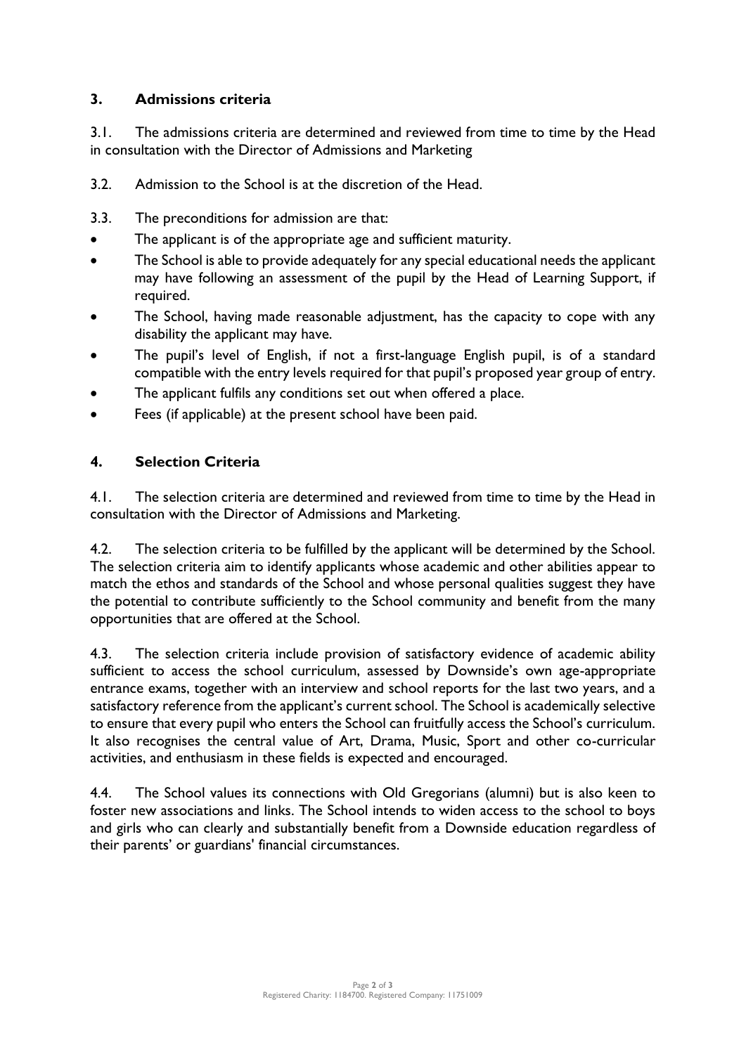## 3. Admissions criteria

3.1. The admissions criteria are determined and reviewed from time to time by the Head in consultation with the Director of Admissions and Marketing

3.2. Admission to the School is at the discretion of the Head.

3.3. The preconditions for admission are that:

- The applicant is of the appropriate age and sufficient maturity.
- The School is able to provide adequately for any special educational needs the applicant may have following an assessment of the pupil by the Head of Learning Support, if required.
- The School, having made reasonable adjustment, has the capacity to cope with any disability the applicant may have.
- The pupil's level of English, if not a first-language English pupil, is of a standard compatible with the entry levels required for that pupil's proposed year group of entry.
- The applicant fulfils any conditions set out when offered a place.
- Fees (if applicable) at the present school have been paid.

## 4. Selection Criteria

4.1. The selection criteria are determined and reviewed from time to time by the Head in consultation with the Director of Admissions and Marketing.

4.2. The selection criteria to be fulfilled by the applicant will be determined by the School. The selection criteria aim to identify applicants whose academic and other abilities appear to match the ethos and standards of the School and whose personal qualities suggest they have the potential to contribute sufficiently to the School community and benefit from the many opportunities that are offered at the School.

4.3. The selection criteria include provision of satisfactory evidence of academic ability sufficient to access the school curriculum, assessed by Downside's own age-appropriate entrance exams, together with an interview and school reports for the last two years, and a satisfactory reference from the applicant's current school. The School is academically selective to ensure that every pupil who enters the School can fruitfully access the School's curriculum. It also recognises the central value of Art, Drama, Music, Sport and other co-curricular activities, and enthusiasm in these fields is expected and encouraged.

4.4. The School values its connections with Old Gregorians (alumni) but is also keen to foster new associations and links. The School intends to widen access to the school to boys and girls who can clearly and substantially benefit from a Downside education regardless of their parents' or guardians' financial circumstances.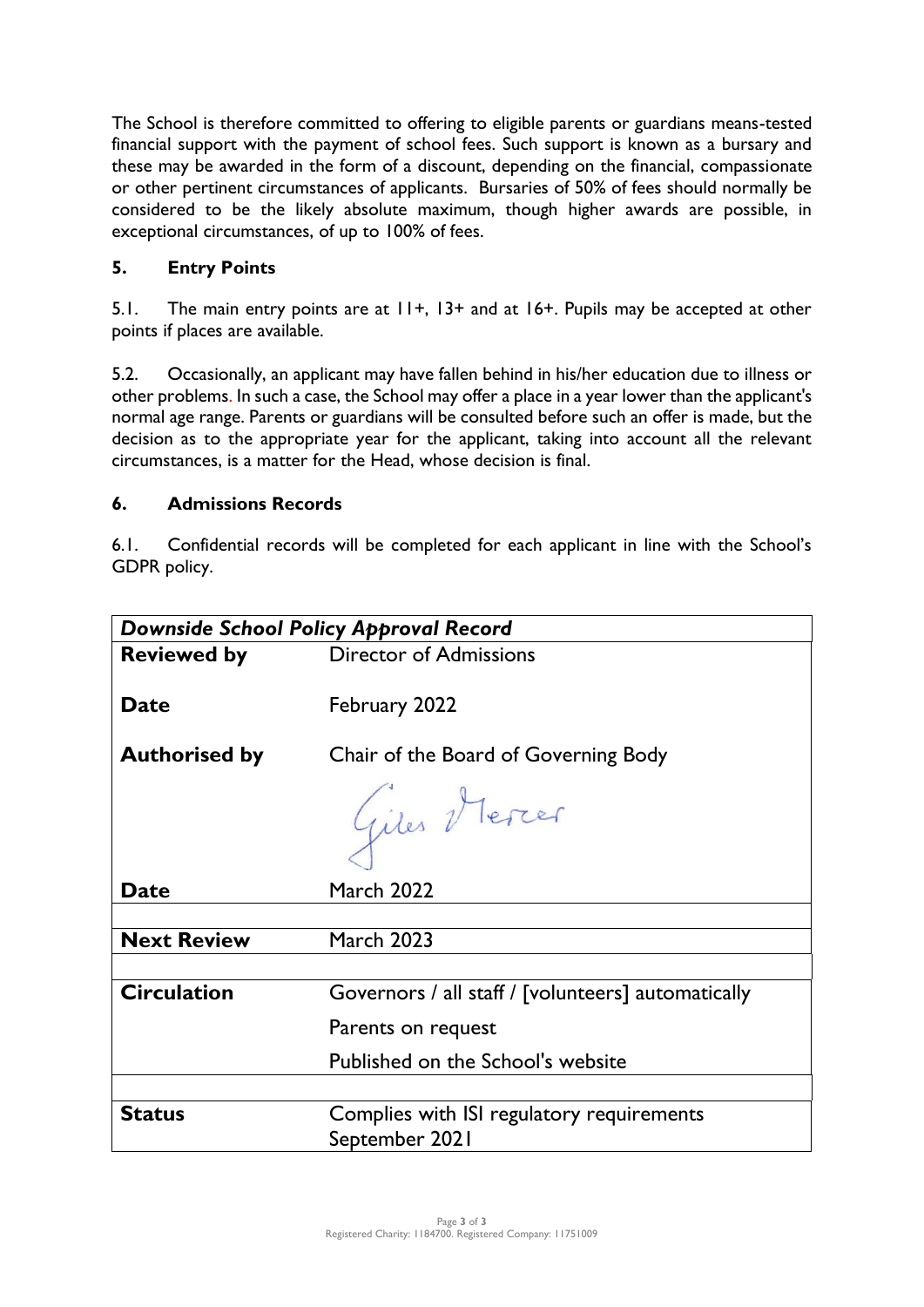The School is therefore committed to offering to eligible parents or guardians means-tested financial support with the payment of school fees. Such support is known as a bursary and these may be awarded in the form of a discount, depending on the financial, compassionate or other pertinent circumstances of applicants. Bursaries of 50% of fees should normally be considered to be the likely absolute maximum, though higher awards are possible, in exceptional circumstances, of up to 100% of fees.

## 5. Entry Points

5.1. The main entry points are at 11+, 13+ and at 16+. Pupils may be accepted at other points if places are available.

5.2. Occasionally, an applicant may have fallen behind in his/her education due to illness or other problems. In such a case, the School may offer a place in a year lower than the applicant's normal age range. Parents or guardians will be consulted before such an offer is made, but the decision as to the appropriate year for the applicant, taking into account all the relevant circumstances, is a matter for the Head, whose decision is final.

## 6. Admissions Records

6.1. Confidential records will be completed for each applicant in line with the School's GDPR policy.

| *Downside School Policy Approval Record* | |
|---|---|
| **Reviewed by** | Director of Admissions |
| **Date** | February 2022 |
| **Authorised by** | Chair of the Board of Governing Body<br>Giles Mercer |
| **Date** | March 2022 |
| **Next Review** | March 2023 |
| **Circulation** | Governors / all staff / [volunteers] automatically<br>Parents on request<br>Published on the School's website |
| **Status** | Complies with ISI regulatory requirements September 2021 |

Registered Charity: 1184700. Registered Company: 11751009